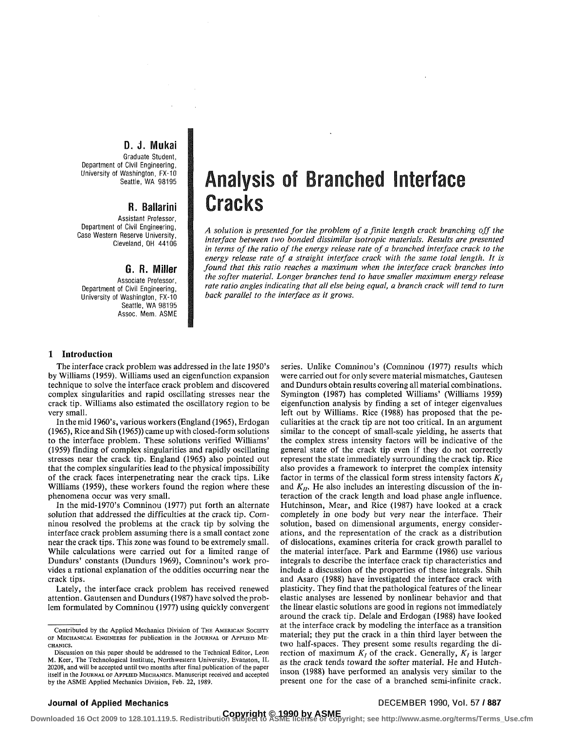**D. J. Mukai**
Graduate Student,
Department of Civil Engineering,
University of Washington, FX-10
Seattle, WA 98195

**R. Ballarini**
Assistant Professor,
Department of Civil Engineering,
Case Western Reserve University,
Cleveland, OH 44106

**G. R. Miller**
Associate Professor,
Department of Civil Engineering,
University of Washington, FX-10
Seattle, WA 98195
Assoc. Mem. ASME

# Analysis of Branched Interface Cracks

*A solution is presented for the problem of a finite length crack branching off the interface between two bonded dissimilar isotropic materials. Results are presented in terms of the ratio of the energy release rate of a branched interface crack to the energy release rate of a straight interface crack with the same total length. It is found that this ratio reaches a maximum when the interface crack branches into the softer material. Longer branches tend to have smaller maximum energy release rate ratio angles indicating that all else being equal, a branch crack will tend to turn back parallel to the interface as it grows.*

## 1 Introduction

The interface crack problem was addressed in the late 1950's by Williams (1959). Williams used an eigenfunction expansion technique to solve the interface crack problem and discovered complex singularities and rapid oscillating stresses near the crack tip. Williams also estimated the oscillatory region to be very small.

In the mid 1960's, various workers (England (1965), Erdogan (1965), Rice and Sih (1965)) came up with closed-form solutions to the interface problem. These solutions verified Williams' (1959) finding of complex singularities and rapidly oscillating stresses near the crack tip. England (1965) also pointed out that the complex singularities lead to the physical impossibility of the crack faces interpenetrating near the crack tips. Like Williams (1959), these workers found the region where these phenomena occur was very small.

In the mid-1970's Comninou (1977) put forth an alternate solution that addressed the difficulties at the crack tip. Comninou resolved the problems at the crack tip by solving the interface crack problem assuming there is a small contact zone near the crack tips. This zone was found to be extremely small. While calculations were carried out for a limited range of Dundurs' constants (Dundurs 1969), Comninou's work provides a rational explanation of the oddities occurring near the crack tips.

Lately, the interface crack problem has received renewed attention. Gautensen and Dundurs (1987) have solved the problem formulated by Comninou (1977) using quickly convergent series. Unlike Comninou's (Comninou (1977) results which were carried out for only severe material mismatches, Gautesen and Dundurs obtain results covering all material combinations. Symington (1987) has completed Williams' (Williams 1959) eigenfunction analysis by finding a set of integer eigenvalues left out by Williams. Rice (1988) has proposed that the peculiarities at the crack tip are not too critical. In an argument similar to the concept of small-scale yielding, he asserts that the complex stress intensity factors will be indicative of the general state of the crack tip even if they do not correctly represent the state immediately surrounding the crack tip. Rice also provides a framework to interpret the complex intensity factor in terms of the classical form stress intensity factors $K_I$ and $K_{II}$. He also includes an interesting discussion of the interaction of the crack length and load phase angle influence. Hutchinson, Mear, and Rice (1987) have looked at a crack completely in one body but very near the interface. Their solution, based on dimensional arguments, energy considerations, and the representation of the crack as a distribution of dislocations, examines criteria for crack growth parallel to the material interface. Park and Earmme (1986) use various integrals to describe the interface crack tip characteristics and include a discussion of the properties of these integrals. Shih and Asaro (1988) have investigated the interface crack with plasticity. They find that the pathological features of the linear elastic analyses are lessened by nonlinear behavior and that the linear elastic solutions are good in regions not immediately around the crack tip. Delale and Erdogan (1988) have looked at the interface crack by modeling the interface as a transition material; they put the crack in a thin third layer between the two half-spaces. They present some results regarding the direction of maximum $K_I$ of the crack. Generally, $K_I$ is larger as the crack tends toward the softer material. He and Hutchinson (1988) have performed an analysis very similar to the present one for the case of a branched semi-infinite crack.

---

Contributed by the Applied Mechanics Division of THE AMERICAN SOCIETY OF MECHANICAL ENGINEERS for publication in the JOURNAL OF APPLIED MECHANICS.

Discussion on this paper should be addressed to the Technical Editor, Leon M. Keer, The Technological Institute, Northwestern University, Evanston, IL 20208, and will be accepted until two months after final publication of the paper itself in the JOURNAL OF APPLIED MECHANICS. Manuscript received and accepted by the ASME Applied Mechanics Division, Feb. 22, 1989.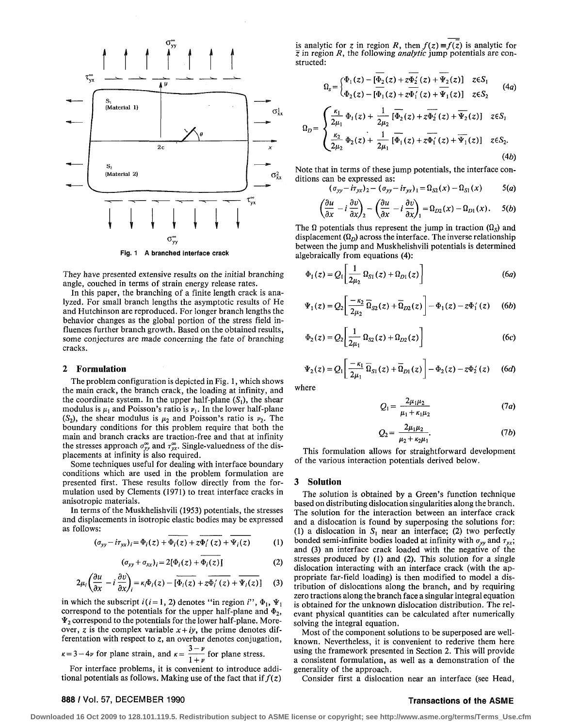Fig. 1 A branched interface crack

They have presented extensive results on the initial branching angle, couched in terms of strain energy release rates.

In this paper, the branching of a finite length crack is analyzed. For small branch lengths the asymptotic results of He and Hutchinson are reproduced. For longer branch lengths the behavior changes as the global portion of the stress field influences further branch growth. Based on the obtained results, some conjectures are made concerning the fate of branching cracks.

## 2 Formulation

The problem configuration is depicted in Fig. 1, which shows the main crack, the branch crack, the loading at infinity, and the coordinate system. In the upper half-plane ($S_1$), the shear modulus is $\mu_1$ and Poisson's ratio is $\nu_1$. In the lower half-plane ($S_2$), the shear modulus is $\mu_2$ and Poisson's ratio is $\nu_2$. The boundary conditions for this problem require that both the main and branch cracks are traction-free and that at infinity the stresses approach $\sigma_{yy}^\infty$ and $\tau_{yx}^\infty$. Single-valuedness of the displacements at infinity is also required.

Some techniques useful for dealing with interface boundary conditions which are used in the problem formulation are presented first. These results follow directly from the formulation used by Clements (1971) to treat interface cracks in anisotropic materials.

In terms of the Muskhelishvili (1953) potentials, the stresses and displacements in isotropic elastic bodies may be expressed as follows:

$$(\sigma_{yy} - i\tau_{yx})_i = \Phi_i(z) + \overline{\Phi_i(z)} + z\overline{\Phi_i'(z)} + \overline{\Psi_i(z)} \tag{1}$$

$$(\sigma_{yy} + \sigma_{xx})_i = 2[\Phi_i(z) + \overline{\Phi_i(z)}] \tag{2}$$

$$2\mu_i\left(\frac{\partial u}{\partial x} - i\frac{\partial v}{\partial x}\right)_i = \kappa_i\Phi_i(z) - [\overline{\Phi_i(z)} + z\overline{\Phi_i'(z)} + \overline{\Psi_i(z)}] \tag{3}$$

in which the subscript $i (i=1, 2)$ denotes "in region $i$", $\Phi_1$, $\Psi_1$ correspond to the potentials for the upper half-plane and $\Phi_2$, $\Psi_2$ correspond to the potentials for the lower half-plane. Moreover, $z$ is the complex variable $x+iy$, the prime denotes differentiation with respect to $z$, an overbar denotes conjugation, $\kappa = 3-4\nu$ for plane strain, and $\kappa = \dfrac{3-\nu}{1+\nu}$ for plane stress.

For interface problems, it is convenient to introduce additional potentials as follows. Making use of the fact that if $f(z)$ is analytic for $z$ in region $R$, then $\bar{f}(z) \equiv \overline{f(\bar{z})}$ is analytic for $\bar{z}$ in region $R$, the following *analytic* jump potentials are constructed:

$$\Omega_s = \begin{cases} \Phi_1(z) - [\overline{\Phi}_2(z) + z\overline{\Phi}_2'(z) + \overline{\Psi}_2(z)] & z \epsilon S_1 \\ \Phi_2(z) - [\overline{\Phi}_1(z) + z\overline{\Phi}_1'(z) + \overline{\Psi}_1(z)] & z \epsilon S_2 \end{cases} \tag{4a}$$

$$\Omega_D = \begin{cases} \dfrac{\kappa_1}{2\mu_1}\Phi_1(z) + \dfrac{1}{2\mu_2}[\overline{\Phi}_2(z) + z\overline{\Phi}_2'(z) + \overline{\Psi}_2(z)] & z \epsilon S_1 \\ \dfrac{\kappa_2}{2\mu_2}\Phi_2(z) + \dfrac{1}{2\mu_1}[\overline{\Phi}_1(z) + z\overline{\Phi}_1'(z) + \overline{\Psi}_1(z)] & z \epsilon S_2. \end{cases} \tag{4b}$$

Note that in terms of these jump potentials, the interface conditions can be expressed as:

$$(\sigma_{yy} - i\tau_{yx})_2 - (\sigma_{yy} - i\tau_{yx})_1 = \Omega_{S2}(x) - \Omega_{S1}(x) \tag{5a}$$

$$\left(\frac{\partial u}{\partial x} - i\frac{\partial v}{\partial x}\right)_2 - \left(\frac{\partial u}{\partial x} - i\frac{\partial v}{\partial x}\right)_1 = \Omega_{D2}(x) - \Omega_{D1}(x). \tag{5b}$$

The $\Omega$ potentials thus represent the jump in traction ($\Omega_S$) and displacement ($\Omega_D$) across the interface. The inverse relationship between the jump and Muskhelishvili potentials is determined algebraically from equations (4):

$$\Phi_1(z) = Q_1\left[\frac{1}{2\mu_2}\Omega_{S1}(z) + \Omega_{D1}(z)\right] \tag{6a}$$

$$\Psi_1(z) = Q_2\left[\frac{-\kappa_2}{2\mu_2}\overline{\Omega}_{S2}(z) + \overline{\Omega}_{D2}(z)\right] - \Phi_1(z) - z\Phi_1'(z) \tag{6b}$$

$$\Phi_2(z) = Q_2\left[\frac{1}{2\mu_1}\Omega_{S2}(z) + \Omega_{D2}(z)\right] \tag{6c}$$

$$\Psi_2(z) = Q_1\left[\frac{-\kappa_1}{2\mu_1}\overline{\Omega}_{S1}(z) + \overline{\Omega}_{D1}(z)\right] - \Phi_2(z) - z\Phi_2'(z) \tag{6d}$$

where

$$Q_1 = \frac{2\mu_1\mu_2}{\mu_1 + \kappa_1\mu_2} \tag{7a}$$

$$Q_2 = \frac{2\mu_1\mu_2}{\mu_2 + \kappa_2\mu_1}. \tag{7b}$$

This formulation allows for straightforward development of the various interaction potentials derived below.

## 3 Solution

The solution is obtained by a Green's function technique based on distributing dislocation singularities along the branch. The solution for the interaction between an interface crack and a dislocation is found by superposing the solutions for: (1) a dislocation in $S_1$ near an interface; (2) two perfectly bonded semi-infinite bodies loaded at infinity with $\sigma_{yy}$ and $\tau_{yx}$; and (3) an interface crack loaded with the negative of the stresses produced by (1) and (2). This solution for a single dislocation interacting with an interface crack (with the appropriate far-field loading) is then modified to model a distribution of dislocations along the branch, and by requiring zero tractions along the branch face a singular integral equation is obtained for the unknown dislocation distribution. The relevant physical quantities can be calculated after numerically solving the integral equation.

Most of the component solutions to be superposed are well-known. Nevertheless, it is convenient to rederive them here using the framework presented in Section 2. This will provide a consistent formulation, as well as a demonstration of the generality of the approach.

Consider first a dislocation near an interface (see Head,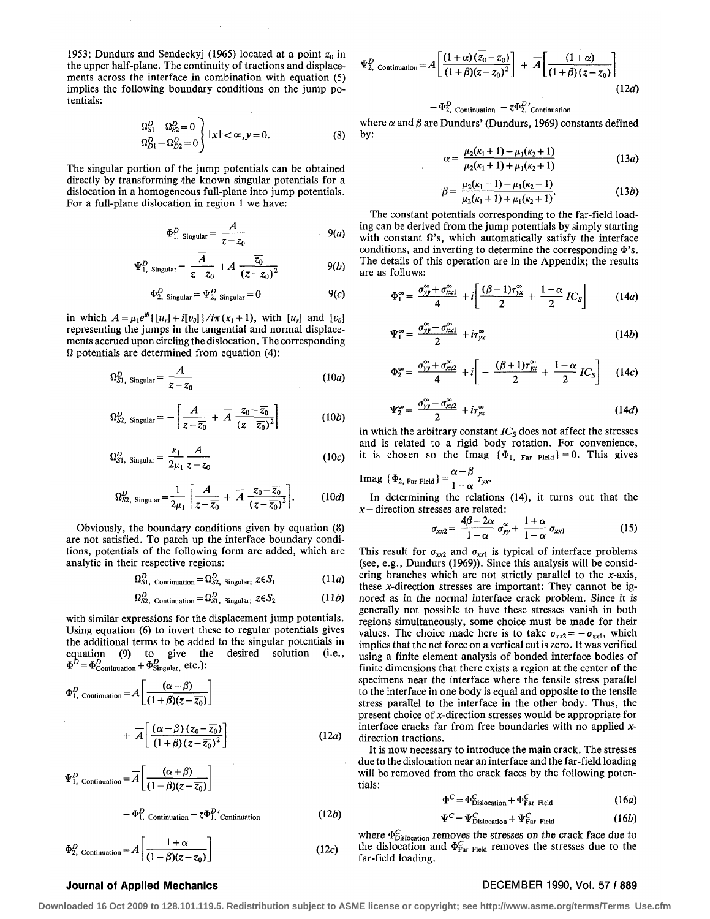1953; Dundurs and Sendeckyj (1965) located at a point $z_0$ in the upper half-plane. The continuity of tractions and displacements across the interface in combination with equation (5) implies the following boundary conditions on the jump potentials:

$$\left.\begin{array}{l}\Omega_{S1}^D-\Omega_{S2}^D=0\\ \Omega_{D1}^D-\Omega_{D2}^D=0\end{array}\right\}\ |x|<\infty, y=0. \tag{8}$$

The singular portion of the jump potentials can be obtained directly by transforming the known singular potentials for a dislocation in a homogeneous full-plane into jump potentials. For a full-plane dislocation in region 1 we have:

$$\Phi_{1,\text{ Singular}}^D=\frac{A}{z-z_0} \tag{9a}$$

$$\Psi_{1,\text{ Singular}}^D=\frac{\overline{A}}{z-z_0}+A\frac{\overline{z_0}}{(z-z_0)^2} \tag{9b}$$

$$\Phi_{2,\text{ Singular}}^D=\Psi_{2,\text{ Singular}}^D=0 \tag{9c}$$

in which $A=\mu_1 e^{i\theta}\{[u_r]+i[v_\theta]\}/i\pi(\kappa_1+1)$, with $[u_r]$ and $[v_\theta]$ representing the jumps in the tangential and normal displacements accrued upon circling the dislocation. The corresponding $\Omega$ potentials are determined from equation (4):

$$\Omega_{S1,\text{ Singular}}^D=\frac{A}{z-z_0} \tag{10a}$$

$$\Omega_{S2,\text{ Singular}}^D=-\left[\frac{A}{z-\overline{z_0}}+\overline{A}\frac{z_0-\overline{z_0}}{(z-\overline{z_0})^2}\right] \tag{10b}$$

$$\Omega_{S1,\text{ Singular}}^D=\frac{\kappa_1}{2\mu_1}\frac{A}{z-z_0} \tag{10c}$$

$$\Omega_{S2,\text{ Singular}}^D=\frac{1}{2\mu_1}\left[\frac{A}{z-\overline{z_0}}+\overline{A}\frac{z_0-\overline{z_0}}{(z-\overline{z_0})^2}\right]. \tag{10d}$$

Obviously, the boundary conditions given by equation (8) are not satisfied. To patch up the interface boundary conditions, potentials of the following form are added, which are analytic in their respective regions:

$$\Omega_{S1,\text{ Continuation}}^D=\Omega_{S2,\text{ Singular}}^D;\ z\in S_1 \tag{11a}$$

$$\Omega_{S2,\text{ Continuation}}^D=\Omega_{S1,\text{ Singular}}^D;\ z\in S_2 \tag{11b}$$

with similar expressions for the displacement jump potentials. Using equation (6) to invert these to regular potentials gives the additional terms to be added to the singular potentials in equation (9) to give the desired solution (i.e., $\Phi^D=\Phi_{\text{Continuation}}^D+\Phi_{\text{Singular}}^D$, etc.):

$$\Phi_{1,\text{ Continuation}}^D=A\left[\frac{(\alpha-\beta)}{(1+\beta)(z-\overline{z_0})}\right]+\overline{A}\left[\frac{(\alpha-\beta)(z_0-\overline{z_0})}{(1+\beta)(z-\overline{z_0})^2}\right] \tag{12a}$$

$$\Psi_{1,\text{ Continuation}}^D=\overline{A}\left[\frac{(\alpha+\beta)}{(1-\beta)(z-\overline{z_0})}\right]-\Phi_{1,\text{ Continuation}}^D-z\Phi_{1,\text{ Continuation}}^{D\prime} \tag{12b}$$

$$\Phi_{2,\text{ Continuation}}^D=A\left[\frac{1+\alpha}{(1-\beta)(z-z_0)}\right] \tag{12c}$$

$$\Psi_{2,\text{ Continuation}}^D=A\left[\frac{(1+\alpha)(\overline{z_0}-z_0)}{(1+\beta)(z-z_0)^2}\right]+\overline{A}\left[\frac{(1+\alpha)}{(1+\beta)(z-z_0)}\right]-\Phi_{2,\text{ Continuation}}^D-z\Phi_{2,\text{ Continuation}}^{D\prime} \tag{12d}$$

where $\alpha$ and $\beta$ are Dundurs' (Dundurs, 1969) constants defined by:

$$\alpha=\frac{\mu_2(\kappa_1+1)-\mu_1(\kappa_2+1)}{\mu_2(\kappa_1+1)+\mu_1(\kappa_2+1)} \tag{13a}$$

$$\beta=\frac{\mu_2(\kappa_1-1)-\mu_1(\kappa_2-1)}{\mu_2(\kappa_1+1)+\mu_1(\kappa_2+1)}, \tag{13b}$$

The constant potentials corresponding to the far-field loading can be derived from the jump potentials by simply starting with constant $\Omega$'s, which automatically satisfy the interface conditions, and inverting to determine the corresponding $\Phi$'s. The details of this operation are in the Appendix; the results are as follows:

$$\Phi_1^\infty=\frac{\sigma_{yy}^\infty+\sigma_{xx1}^\infty}{4}+i\left[\frac{(\beta-1)\tau_{yx}^\infty}{2}+\frac{1-\alpha}{2}IC_S\right] \tag{14a}$$

$$\Psi_1^\infty=\frac{\sigma_{yy}^\infty-\sigma_{xx1}^\infty}{2}+i\tau_{yx}^\infty \tag{14b}$$

$$\Phi_2^\infty=\frac{\sigma_{yy}^\infty+\sigma_{xx2}^\infty}{4}+i\left[-\frac{(\beta+1)\tau_{yx}^\infty}{2}+\frac{1-\alpha}{2}IC_S\right] \tag{14c}$$

$$\Psi_2^\infty=\frac{\sigma_{yy}^\infty-\sigma_{xx2}^\infty}{2}+i\tau_{yx}^\infty \tag{14d}$$

in which the arbitrary constant $IC_S$ does not affect the stresses and is related to a rigid body rotation. For convenience, it is chosen so the Imag $\{\Phi_{1,\text{ Far Field}}\}=0$. This gives Imag $\{\Phi_{2,\text{ Far Field}}\}=\frac{\alpha-\beta}{1-\alpha}\tau_{yx}$.

In determining the relations (14), it turns out that the $x$-direction stresses are related:

$$\sigma_{xx2}=\frac{4\beta-2\alpha}{1-\alpha}\sigma_{yy}^\infty+\frac{1+\alpha}{1-\alpha}\sigma_{xx1} \tag{15}$$

This result for $\sigma_{xx2}$ and $\sigma_{xx1}$ is typical of interface problems (see, e.g., Dundurs (1969)). Since this analysis will be considering branches which are not strictly parallel to the $x$-axis, these $x$-direction stresses are important: They cannot be ignored as in the normal interface crack problem. Since it is generally not possible to have these stresses vanish in both regions simultaneously, some choice must be made for their values. The choice made here is to take $\sigma_{xx2}=-\sigma_{xx1}$, which implies that the net force on a vertical cut is zero. It was verified using a finite element analysis of bonded interface bodies of finite dimensions that there exists a region at the center of the specimens near the interface where the tensile stress parallel to the interface in one body is equal and opposite to the tensile stress parallel to the interface in the other body. Thus, the present choice of $x$-direction stresses would be appropriate for interface cracks far from free boundaries with no applied $x$-direction tractions.

It is now necessary to introduce the main crack. The stresses due to the dislocation near an interface and the far-field loading will be removed from the crack faces by the following potentials:

$$\Phi^C=\Phi_{\text{Dislocation}}^C+\Phi_{\text{Far Field}}^C \tag{16a}$$

$$\Psi^C=\Psi_{\text{Dislocation}}^C+\Psi_{\text{Far Field}}^C \tag{16b}$$

where $\Phi_{\text{Dislocation}}^C$ removes the stresses on the crack face due to the dislocation and $\Phi_{\text{Far Field}}^C$ removes the stresses due to the far-field loading.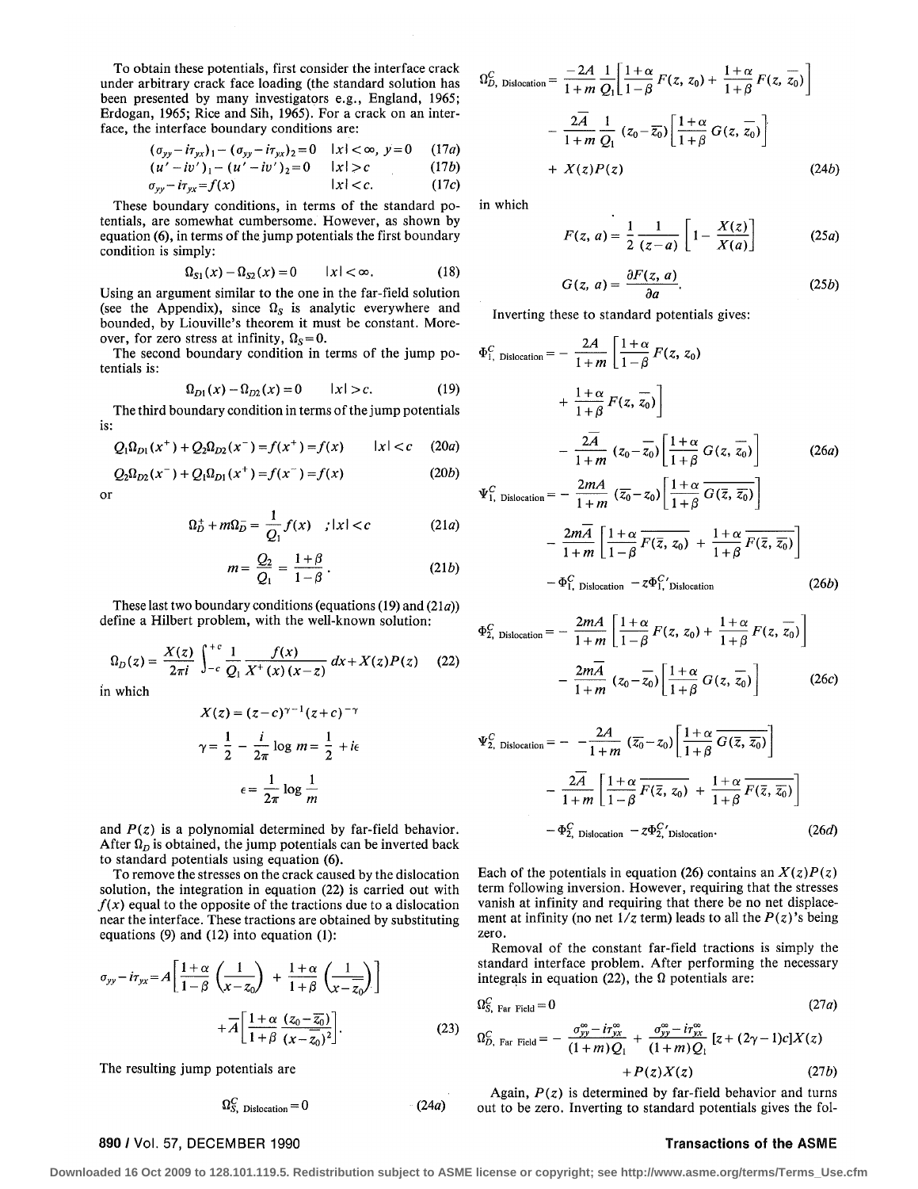To obtain these potentials, first consider the interface crack under arbitrary crack face loading (the standard solution has been presented by many investigators e.g., England, 1965; Erdogan, 1965; Rice and Sih, 1965). For a crack on an interface, the interface boundary conditions are:

$$(\sigma_{yy} - i\tau_{yx})_1 - (\sigma_{yy} - i\tau_{yx})_2 = 0 \quad |x| < \infty, \; y=0 \tag{17a}$$

$$(u' - iv')_1 - (u' - iv')_2 = 0 \quad |x| > c \tag{17b}$$

$$\sigma_{yy} - i\tau_{yx} = f(x) \quad |x| < c. \tag{17c}$$

These boundary conditions, in terms of the standard potentials, are somewhat cumbersome. However, as shown by equation (6), in terms of the jump potentials the first boundary condition is simply:

$$\Omega_{S1}(x) - \Omega_{S2}(x) = 0 \qquad |x| < \infty. \tag{18}$$

Using an argument similar to the one in the far-field solution (see the Appendix), since $\Omega_S$ is analytic everywhere and bounded, by Liouville's theorem it must be constant. Moreover, for zero stress at infinity, $\Omega_S = 0$.

The second boundary condition in terms of the jump potentials is:

$$\Omega_{D1}(x) - \Omega_{D2}(x) = 0 \qquad |x| > c. \tag{19}$$

The third boundary condition in terms of the jump potentials is:

$$Q_1\Omega_{D1}(x^+) + Q_2\Omega_{D2}(x^-) = f(x^+) = f(x) \qquad |x| < c \tag{20a}$$

$$Q_2\Omega_{D2}(x^-) + Q_1\Omega_{D1}(x^+) = f(x^-) = f(x) \tag{20b}$$

or

$$\Omega_D^+ + m\Omega_D^- = \frac{1}{Q_1} f(x) \quad ; |x| < c \tag{21a}$$

$$m = \frac{Q_2}{Q_1} = \frac{1+\beta}{1-\beta}. \tag{21b}$$

These last two boundary conditions (equations (19) and (21a)) define a Hilbert problem, with the well-known solution:

$$\Omega_D(z) = \frac{X(z)}{2\pi i} \int_{-c}^{+c} \frac{1}{Q_1} \frac{f(x)}{X^+(x)(x-z)} dx + X(z)P(z) \tag{22}$$

in which

$$X(z) = (z-c)^{\gamma-1}(z+c)^{-\gamma}$$

$$\gamma = \frac{1}{2} - \frac{i}{2\pi} \log m = \frac{1}{2} + i\epsilon$$

$$\epsilon = \frac{1}{2\pi} \log \frac{1}{m}$$

and $P(z)$ is a polynomial determined by far-field behavior. After $\Omega_D$ is obtained, the jump potentials can be inverted back to standard potentials using equation (6).

To remove the stresses on the crack caused by the dislocation solution, the integration in equation (22) is carried out with $f(x)$ equal to the opposite of the tractions due to a dislocation near the interface. These tractions are obtained by substituting equations (9) and (12) into equation (1):

$$\sigma_{yy} - i\tau_{yx} = A\left[\frac{1+\alpha}{1-\beta}\left(\frac{1}{x-z_0}\right) + \frac{1+\alpha}{1+\beta}\left(\frac{1}{x-\overline{z_0}}\right)\right] + \overline{A}\left[\frac{1+\alpha}{1+\beta}\frac{(z_0-\overline{z_0})}{(x-\overline{z_0})^2}\right]. \tag{23}$$

The resulting jump potentials are

$$\Omega^C_{S,\ \text{Dislocation}} = 0 \tag{24a}$$

$$\Omega^C_{D,\ \text{Dislocation}} = \frac{-2A}{1+m}\frac{1}{Q_1}\left[\frac{1+\alpha}{1-\beta}F(z, z_0) + \frac{1+\alpha}{1+\beta}F(z, \overline{z_0})\right] - \frac{2\overline{A}}{1+m}\frac{1}{Q_1}(z_0 - \overline{z_0})\left[\frac{1+\alpha}{1+\beta}G(z, \overline{z_0})\right] + X(z)P(z) \tag{24b}$$

in which

$$F(z, a) = \frac{1}{2}\frac{1}{(z-a)}\left[1 - \frac{X(z)}{X(a)}\right] \tag{25a}$$

$$G(z, a) = \frac{\partial F(z, a)}{\partial a}. \tag{25b}$$

Inverting these to standard potentials gives:

$$\Phi^C_{1,\ \text{Dislocation}} = -\frac{2A}{1+m}\left[\frac{1+\alpha}{1-\beta}F(z, z_0) + \frac{1+\alpha}{1+\beta}F(z, \overline{z_0})\right] - \frac{2\overline{A}}{1+m}(z_0 - \overline{z_0})\left[\frac{1+\alpha}{1+\beta}G(z, \overline{z_0})\right] \tag{26a}$$

$$\Psi^C_{1,\ \text{Dislocation}} = -\frac{2mA}{1+m}(\overline{z_0} - z_0)\left[\frac{1+\alpha}{1+\beta}\overline{G(\overline{z}, \overline{z_0})}\right] - \frac{2m\overline{A}}{1+m}\left[\frac{1+\alpha}{1-\beta}\overline{F(\overline{z}, z_0)} + \frac{1+\alpha}{1+\beta}\overline{F(\overline{z}, \overline{z_0})}\right] - \Phi^C_{1,\ \text{Dislocation}} - z\Phi^{C\prime}_{1,\ \text{Dislocation}} \tag{26b}$$

$$\Phi^C_{2,\ \text{Dislocation}} = -\frac{2mA}{1+m}\left[\frac{1+\alpha}{1-\beta}F(z, z_0) + \frac{1+\alpha}{1+\beta}F(z, \overline{z_0})\right] - \frac{2m\overline{A}}{1+m}(z_0 - \overline{z_0})\left[\frac{1+\alpha}{1+\beta}G(z, \overline{z_0})\right] \tag{26c}$$

$$\Psi^C_{2,\ \text{Dislocation}} = -\,-\frac{2A}{1+m}(\overline{z_0} - z_0)\left[\frac{1+\alpha}{1+\beta}\overline{G(\overline{z}, \overline{z_0})}\right] - \frac{2\overline{A}}{1+m}\left[\frac{1+\alpha}{1-\beta}\overline{F(\overline{z}, z_0)} + \frac{1+\alpha}{1+\beta}\overline{F(\overline{z}, \overline{z_0})}\right] - \Phi^C_{2,\ \text{Dislocation}} - z\Phi^{C\prime}_{2,\ \text{Dislocation}}. \tag{26d}$$

Each of the potentials in equation (26) contains an $X(z)P(z)$ term following inversion. However, requiring that the stresses vanish at infinity and requiring that there be no net displacement at infinity (no net $1/z$ term) leads to all the $P(z)$'s being zero.

Removal of the constant far-field tractions is simply the standard interface problem. After performing the necessary integrals in equation (22), the $\Omega$ potentials are:

$$\Omega^C_{S,\ \text{Far Field}} = 0 \tag{27a}$$

$$\Omega^C_{D,\ \text{Far Field}} = -\frac{\sigma^\infty_{yy} - i\tau^\infty_{yx}}{(1+m)Q_1} + \frac{\sigma^\infty_{yy} - i\tau^\infty_{yx}}{(1+m)Q_1}[z + (2\gamma - 1)c]X(z) + P(z)X(z) \tag{27b}$$

Again, $P(z)$ is determined by far-field behavior and turns out to be zero. Inverting to standard potentials gives the fol-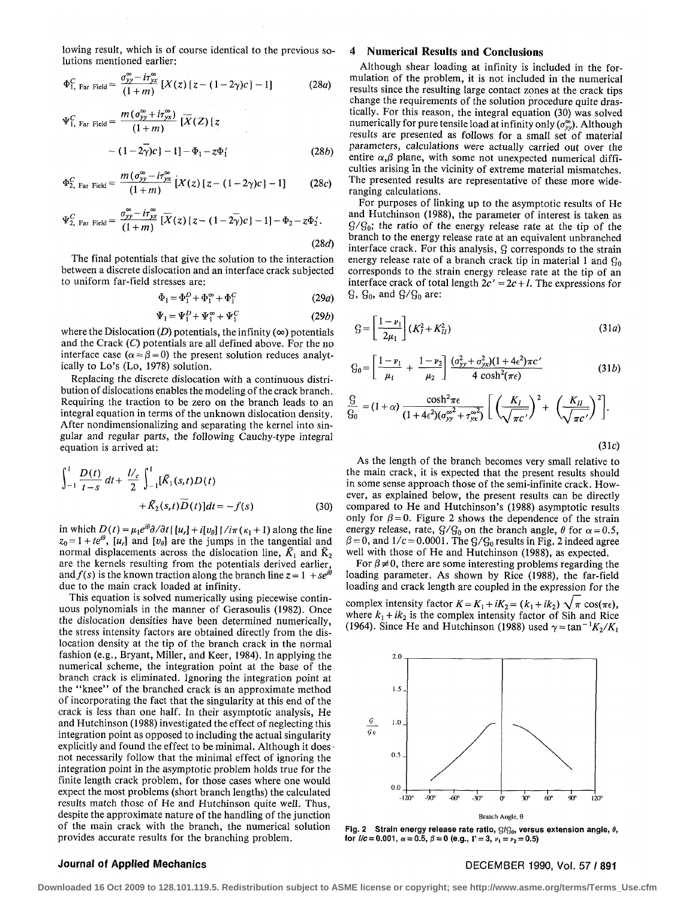lowing result, which is of course identical to the previous solutions mentioned earlier:

$$\Phi^C_{1,\text{ Far Field}} = \frac{\sigma^\infty_{yy} - i\tau^\infty_{yx}}{(1+m)}\left[X(z)\{z-(1-2\gamma)c\}-1\right] \tag{28a}$$

$$\Psi^C_{1,\text{ Far Field}} = \frac{m(\sigma^\infty_{yy} + i\tau^\infty_{yx})}{(1+m)}\left[\bar{X}(Z)\{z-(1-2\bar{\gamma})c\}-1\right] - \Phi_1 - z\Phi_1' \tag{28b}$$

$$\Phi^C_{2,\text{ Far Field}} = \frac{m(\sigma^\infty_{yy} - i\tau^\infty_{yx})}{(1+m)}\left[X(z)\{z-(1-2\gamma)c\}-1\right] \tag{28c}$$

$$\Psi^C_{2,\text{ Far Field}} = \frac{\sigma^\infty_{yy} - i\tau^\infty_{yx}}{(1+m)}\left[\bar{X}(z)\{z-(1-2\bar{\gamma})c\}-1\right] - \Phi_2 - z\Phi_2'. \tag{28d}$$

The final potentials that give the solution to the interaction between a discrete dislocation and an interface crack subjected to uniform far-field stresses are:

$$\Phi_1 = \Phi_1^D + \Phi_1^\infty + \Phi_1^C \tag{29a}$$

$$\Psi_1 = \Psi_1^D + \Psi_1^\infty + \Psi_1^C \tag{29b}$$

where the Dislocation ($D$) potentials, the infinity ($\infty$) potentials and the Crack ($C$) potentials are all defined above. For the no interface case ($\alpha=\beta=0$) the present solution reduces analytically to Lo's (Lo, 1978) solution.

Replacing the discrete dislocation with a continuous distribution of dislocations enables the modeling of the crack branch. Requiring the traction to be zero on the branch leads to an integral equation in terms of the unknown dislocation density. After nondimensionalizing and separating the kernel into singular and regular parts, the following Cauchy-type integral equation is arrived at:

$$\int_{-1}^{1}\frac{D(t)}{t-s}\,dt + \frac{l/c}{2}\int_{-1}^{1}[\tilde{K}_1(s,t)D(t) + \tilde{K}_2(s,t)\overline{D}(t)]dt = -f(s) \tag{30}$$

in which $D(t) = \mu_1 e^{i\theta}\partial/\partial t\{[u_r] + i[v_\theta]\}/i\pi(\kappa_1+1)$ along the line $z_0 = 1 + te^{i\theta}$, $[u_r]$ and $[v_\theta]$ are the jumps in the tangential and normal displacements across the dislocation line, $\tilde{K}_1$ and $\tilde{K}_2$ are the kernels resulting from the potentials derived earlier, and $f(s)$ is the known traction along the branch line $z = 1 + se^{i\theta}$ due to the main crack loaded at infinity.

This equation is solved numerically using piecewise continuous polynomials in the manner of Gerasoulis (1982). Once the dislocation densities have been determined numerically, the stress intensity factors are obtained directly from the dislocation density at the tip of the branch crack in the normal fashion (e.g., Bryant, Miller, and Keer, 1984). In applying the numerical scheme, the integration point at the base of the branch crack is eliminated. Ignoring the integration point at the "knee" of the branched crack is an approximate method of incorporating the fact that the singularity at this end of the crack is less than one half. In their asymptotic analysis, He and Hutchinson (1988) investigated the effect of neglecting this integration point as opposed to including the actual singularity explicitly and found the effect to be minimal. Although it does not necessarily follow that the minimal effect of ignoring the integration point in the asymptotic problem holds true for the finite length crack problem, for those cases where one would expect the most problems (short branch lengths) the calculated results match those of He and Hutchinson quite well. Thus, despite the approximate nature of the handling of the junction of the main crack with the branch, the numerical solution provides accurate results for the branching problem.

## 4 Numerical Results and Conclusions

Although shear loading at infinity is included in the formulation of the problem, it is not included in the numerical results since the resulting large contact zones at the crack tips change the requirements of the solution procedure quite drastically. For this reason, the integral equation (30) was solved numerically for pure tensile load at infinity only ($\sigma^\infty_{yy}$). Although results are presented as follows for a small set of material parameters, calculations were actually carried out over the entire $\alpha,\beta$ plane, with some not unexpected numerical difficulties arising in the vicinity of extreme material mismatches. The presented results are representative of these more wide-ranging calculations.

For purposes of linking up to the asymptotic results of He and Hutchinson (1988), the parameter of interest is taken as $\mathcal{G}/\mathcal{G}_0$; the ratio of the energy release rate at the tip of the branch to the energy release rate at an equivalent unbranched interface crack. For this analysis, $\mathcal{G}$ corresponds to the strain energy release rate of a branch crack tip in material 1 and $\mathcal{G}_0$ corresponds to the strain energy release rate at the tip of an interface crack of total length $2c' = 2c + l$. The expressions for $\mathcal{G}$, $\mathcal{G}_0$, and $\mathcal{G}/\mathcal{G}_0$ are:

$$\mathcal{G} = \left[\frac{1-\nu_1}{2\mu_1}\right](K_I^2 + K_{II}^2) \tag{31a}$$

$$\mathcal{G}_0 = \left[\frac{1-\nu_1}{\mu_1} + \frac{1-\nu_2}{\mu_2}\right]\frac{(\sigma_{yy}^2 + \sigma_{yx}^2)(1+4\epsilon^2)\pi c'}{4\cosh^2(\pi\epsilon)} \tag{31b}$$

$$\frac{\mathcal{G}}{\mathcal{G}_0} = (1+\alpha)\frac{\cosh^2\pi\epsilon}{(1+4\epsilon^2)(\sigma_{yy}^{\infty 2} + \tau_{yx}^{\infty 2})}\left[\left(\frac{K_I}{\sqrt{\pi c'}}\right)^2 + \left(\frac{K_{II}}{\sqrt{\pi c'}}\right)^2\right]. \tag{31c}$$

As the length of the branch becomes very small relative to the main crack, it is expected that the present results should in some sense approach those of the semi-infinite crack. However, as explained below, the present results can be directly compared to He and Hutchinson's (1988) asymptotic results only for $\beta = 0$. Figure 2 shows the dependence of the strain energy release, rate, $\mathcal{G}/\mathcal{G}_0$ on the branch angle, $\theta$ for $\alpha = 0.5$, $\beta = 0$, and $l/c = 0.0001$. The $\mathcal{G}/\mathcal{G}_0$ results in Fig. 2 indeed agree well with those of He and Hutchinson (1988), as expected.

For $\beta \neq 0$, there are some interesting problems regarding the loading parameter. As shown by Rice (1988), the far-field loading and crack length are coupled in the expression for the complex intensity factor $K = K_1 + iK_2 = (k_1 + ik_2)\sqrt{\pi}\cos(\pi\epsilon)$, where $k_1 + ik_2$ is the complex intensity factor of Sih and Rice (1964). Since He and Hutchinson (1988) used $\gamma = \tan^{-1}K_2/K_1$

Fig. 2 Strain energy release rate ratio, $\mathcal{G}/\mathcal{G}_0$, versus extension angle, $\theta$, for $l/c = 0.001$, $\alpha = 0.5$, $\beta = 0$ (e.g., $\Gamma = 3$, $\nu_1 = \nu_2 = 0.5$)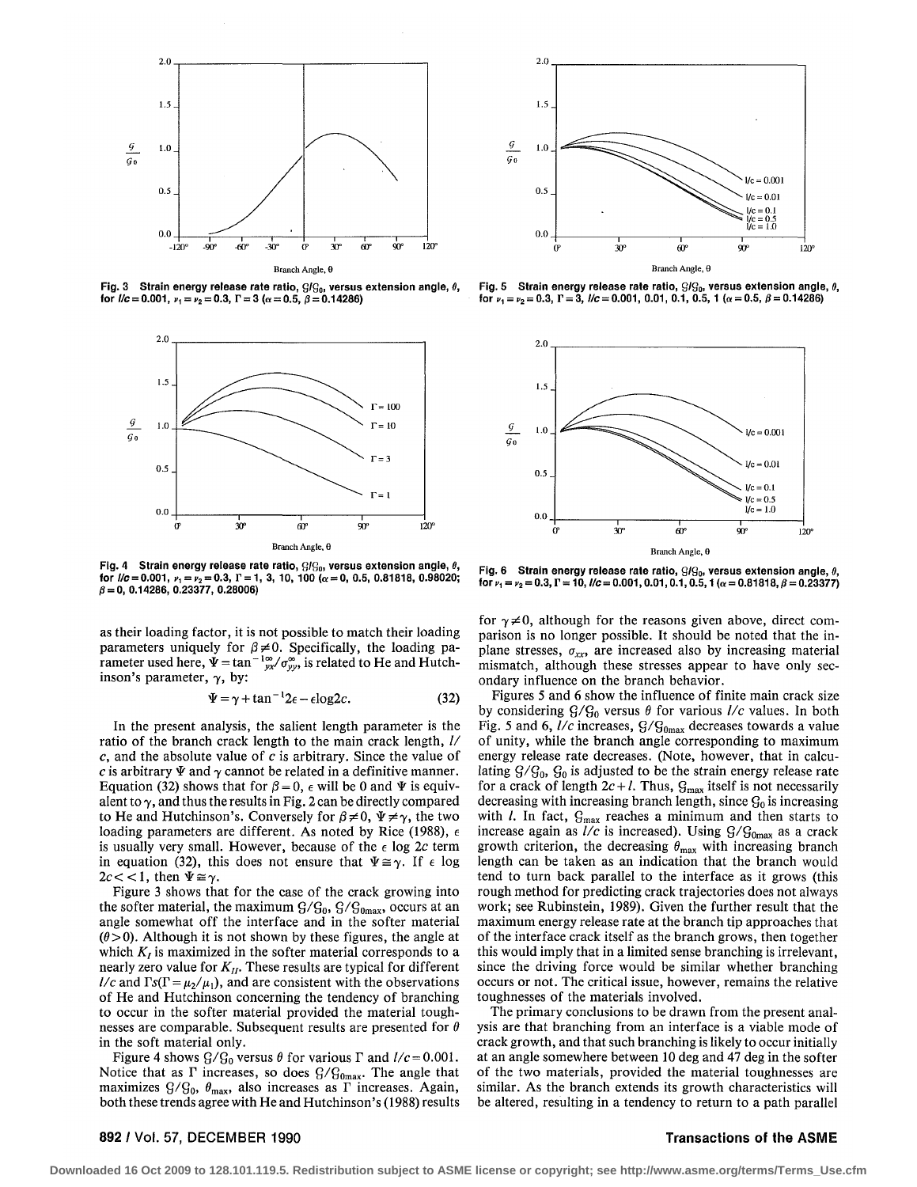Fig. 3 Strain energy release rate ratio, $\mathcal{G}/\mathcal{G}_0$, versus extension angle, $\theta$, for $l/c = 0.001$, $\nu_1 = \nu_2 = 0.3$, $\Gamma = 3$ ($\alpha = 0.5$, $\beta = 0.14286$)

Fig. 4 Strain energy release rate ratio, $\mathcal{G}/\mathcal{G}_0$, versus extension angle, $\theta$, for $l/c = 0.001$, $\nu_1 = \nu_2 = 0.3$, $\Gamma = 1, 3, 10, 100$ ($\alpha = 0, 0.5, 0.81818, 0.98020$; $\beta = 0, 0.14286, 0.23377, 0.28006$)

as their loading factor, it is not possible to match their loading parameters uniquely for $\beta \neq 0$. Specifically, the loading parameter used here, $\Psi = \tan^{-1} \tau_{yx}^{\infty}/\sigma_{yy}^{\infty}$, is related to He and Hutchinson's parameter, $\gamma$, by:

$$\Psi = \gamma + \tan^{-1} 2\epsilon - \epsilon \log 2c. \tag{32}$$

In the present analysis, the salient length parameter is the ratio of the branch crack length to the main crack length, $l/c$, and the absolute value of $c$ is arbitrary. Since the value of $c$ is arbitrary $\Psi$ and $\gamma$ cannot be related in a definitive manner. Equation (32) shows that for $\beta = 0$, $\epsilon$ will be 0 and $\Psi$ is equivalent to $\gamma$, and thus the results in Fig. 2 can be directly compared to He and Hutchinson's. Conversely for $\beta \neq 0$, $\Psi \neq \gamma$, the two loading parameters are different. As noted by Rice (1988), $\epsilon$ is usually very small. However, because of the $\epsilon \log 2c$ term in equation (32), this does not ensure that $\Psi \cong \gamma$. If $\epsilon \log 2c < < 1$, then $\Psi \cong \gamma$.

Figure 3 shows that for the case of the crack growing into the softer material, the maximum $\mathcal{G}/\mathcal{G}_0$, $\mathcal{G}/\mathcal{G}_{0\max}$, occurs at an angle somewhat off the interface and in the softer material ($\theta > 0$). Although it is not shown by these figures, the angle at which $K_I$ is maximized in the softer material corresponds to a nearly zero value for $K_{II}$. These results are typical for different $l/c$ and $\Gamma s(\Gamma = \mu_2/\mu_1)$, and are consistent with the observations of He and Hutchinson concerning the tendency of branching to occur in the softer material provided the material toughnesses are comparable. Subsequent results are presented for $\theta$ in the soft material only.

Figure 4 shows $\mathcal{G}/\mathcal{G}_0$ versus $\theta$ for various $\Gamma$ and $l/c = 0.001$. Notice that as $\Gamma$ increases, so does $\mathcal{G}/\mathcal{G}_{0\max}$. The angle that maximizes $\mathcal{G}/\mathcal{G}_0$, $\theta_{\max}$, also increases as $\Gamma$ increases. Again, both these trends agree with He and Hutchinson's (1988) results for $\gamma \neq 0$, although for the reasons given above, direct comparison is no longer possible. It should be noted that the in-plane stresses, $\sigma_{xx}$, are increased also by increasing material mismatch, although these stresses appear to have only secondary influence on the branch behavior.

Fig. 5 Strain energy release rate ratio, $\mathcal{G}/\mathcal{G}_0$, versus extension angle, $\theta$, for $\nu_1 = \nu_2 = 0.3$, $\Gamma = 3$, $l/c = 0.001, 0.01, 0.1, 0.5, 1$ ($\alpha = 0.5$, $\beta = 0.14286$)

Fig. 6 Strain energy release rate ratio, $\mathcal{G}/\mathcal{G}_0$, versus extension angle, $\theta$, for $\nu_1 = \nu_2 = 0.3$, $\Gamma = 10$, $l/c = 0.001, 0.01, 0.1, 0.5, 1$ ($\alpha = 0.81818$, $\beta = 0.23377$)

Figures 5 and 6 show the influence of finite main crack size by considering $\mathcal{G}/\mathcal{G}_0$ versus $\theta$ for various $l/c$ values. In both Fig. 5 and 6, $l/c$ increases, $\mathcal{G}/\mathcal{G}_{0\max}$ decreases towards a value of unity, while the branch angle corresponding to maximum energy release rate decreases. (Note, however, that in calculating $\mathcal{G}/\mathcal{G}_0$, $\mathcal{G}_0$ is adjusted to be the strain energy release rate for a crack of length $2c + l$. Thus, $\mathcal{G}_{\max}$ itself is not necessarily decreasing with increasing branch length, since $\mathcal{G}_0$ is increasing with $l$. In fact, $\mathcal{G}_{\max}$ reaches a minimum and then starts to increase again as $l/c$ is increased). Using $\mathcal{G}/\mathcal{G}_{0\max}$ as a crack growth criterion, the decreasing $\theta_{\max}$ with increasing branch length can be taken as an indication that the branch would tend to turn back parallel to the interface as it grows (this rough method for predicting crack trajectories does not always work; see Rubinstein, 1989). Given the further result that the maximum energy release rate at the branch tip approaches that of the interface crack itself as the branch grows, then together this would imply that in a limited sense branching is irrelevant, since the driving force would be similar whether branching occurs or not. The critical issue, however, remains the relative toughnesses of the materials involved.

The primary conclusions to be drawn from the present analysis are that branching from an interface is a viable mode of crack growth, and that such branching is likely to occur initially at an angle somewhere between 10 deg and 47 deg in the softer of the two materials, provided the material toughnesses are similar. As the branch extends its growth characteristics will be altered, resulting in a tendency to return to a path parallel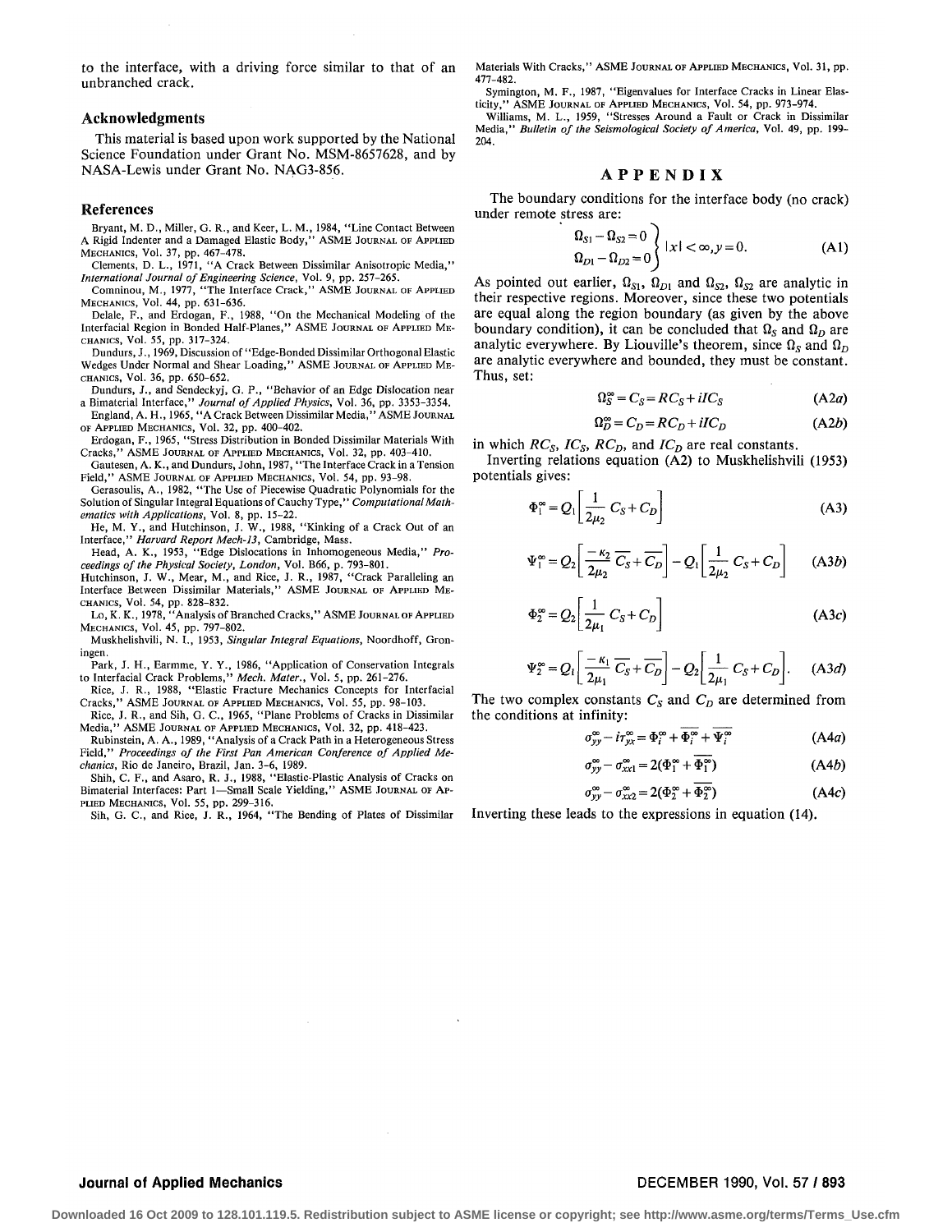to the interface, with a driving force similar to that of an unbranched crack.

## Acknowledgments

This material is based upon work supported by the National Science Foundation under Grant No. MSM-8657628, and by NASA-Lewis under Grant No. NAG3-856.

## References

Bryant, M. D., Miller, G. R., and Keer, L. M., 1984, "Line Contact Between A Rigid Indenter and a Damaged Elastic Body," ASME JOURNAL OF APPLIED MECHANICS, Vol. 37, pp. 467–478.

Clements, D. L., 1971, "A Crack Between Dissimilar Anisotropic Media," *International Journal of Engineering Science*, Vol. 9, pp. 257–265.

Comninou, M., 1977, "The Interface Crack," ASME JOURNAL OF APPLIED MECHANICS, Vol. 44, pp. 631–636.

Delale, F., and Erdogan, F., 1988, "On the Mechanical Modeling of the Interfacial Region in Bonded Half-Planes," ASME JOURNAL OF APPLIED MECHANICS, Vol. 55, pp. 317–324.

Dundurs, J., 1969, Discussion of "Edge-Bonded Dissimilar Orthogonal Elastic Wedges Under Normal and Shear Loading," ASME JOURNAL OF APPLIED MECHANICS, Vol. 36, pp. 650–652.

Dundurs, J., and Sendeckyj, G. P., "Behavior of an Edge Dislocation near a Bimaterial Interface," *Journal of Applied Physics*, Vol. 36, pp. 3353–3354.

England, A. H., 1965, "A Crack Between Dissimilar Media," ASME JOURNAL OF APPLIED MECHANICS, Vol. 32, pp. 400–402.

Erdogan, F., 1965, "Stress Distribution in Bonded Dissimilar Materials With Cracks," ASME JOURNAL OF APPLIED MECHANICS, Vol. 32, pp. 403–410.

Gautesen, A. K., and Dundurs, John, 1987, "The Interface Crack in a Tension Field," ASME JOURNAL OF APPLIED MECHANICS, Vol. 54, pp. 93–98.

Gerasoulis, A., 1982, "The Use of Piecewise Quadratic Polynomials for the Solution of Singular Integral Equations of Cauchy Type," *Computational Mathematics with Applications*, Vol. 8, pp. 15–22.

He, M. Y., and Hutchinson, J. W., 1988, "Kinking of a Crack Out of an Interface," *Harvard Report Mech-13*, Cambridge, Mass.

Head, A. K., 1953, "Edge Dislocations in Inhomogeneous Media," *Proceedings of the Physical Society, London*, Vol. B66, p. 793–801.

Hutchinson, J. W., Mear, M., and Rice, J. R., 1987, "Crack Paralleling an Interface Between Dissimilar Materials," ASME JOURNAL OF APPLIED MECHANICS, Vol. 54, pp. 828–832.

Lo, K. K., 1978, "Analysis of Branched Cracks," ASME JOURNAL OF APPLIED MECHANICS, Vol. 45, pp. 797–802.

Muskhelishvili, N. I., 1953, *Singular Integral Equations*, Noordhoff, Groningen.

Park, J. H., Earmme, Y. Y., 1986, "Application of Conservation Integrals to Interfacial Crack Problems," *Mech. Mater.*, Vol. 5, pp. 261–276.

Rice, J. R., 1988, "Elastic Fracture Mechanics Concepts for Interfacial Cracks," ASME JOURNAL OF APPLIED MECHANICS, Vol. 55, pp. 98–103.

Rice, J. R., and Sih, G. C., 1965, "Plane Problems of Cracks in Dissimilar Media," ASME JOURNAL OF APPLIED MECHANICS, Vol. 32, pp. 418–423.

Rubinstein, A. A., 1989, "Analysis of a Crack Path in a Heterogeneous Stress Field," *Proceedings of the First Pan American Conference of Applied Mechanics*, Rio de Janeiro, Brazil, Jan. 3–6, 1989.

Shih, C. F., and Asaro, R. J., 1988, "Elastic-Plastic Analysis of Cracks on Bimaterial Interfaces: Part 1—Small Scale Yielding," ASME JOURNAL OF APPLIED MECHANICS, Vol. 55, pp. 299–316.

Sih, G. C., and Rice, J. R., 1964, "The Bending of Plates of Dissimilar Materials With Cracks," ASME JOURNAL OF APPLIED MECHANICS, Vol. 31, pp. 477–482.

Symington, M. F., 1987, "Eigenvalues for Interface Cracks in Linear Elasticity," ASME JOURNAL OF APPLIED MECHANICS, Vol. 54, pp. 973–974.

Williams, M. L., 1959, "Stresses Around a Fault or Crack in Dissimilar Media," *Bulletin of the Seismological Society of America*, Vol. 49, pp. 199–204.

## APPENDIX

The boundary conditions for the interface body (no crack) under remote stress are:

$$\left.\begin{array}{l}\Omega_{S1}-\Omega_{S2}=0\\ \Omega_{D1}-\Omega_{D2}=0\end{array}\right\}\ |x|<\infty, y=0. \tag{A1}$$

As pointed out earlier, $\Omega_{S1}$, $\Omega_{D1}$ and $\Omega_{S2}$, $\Omega_{S2}$ are analytic in their respective regions. Moreover, since these two potentials are equal along the region boundary (as given by the above boundary condition), it can be concluded that $\Omega_S$ and $\Omega_D$ are analytic everywhere. By Liouville's theorem, since $\Omega_S$ and $\Omega_D$ are analytic everywhere and bounded, they must be constant. Thus, set:

$$\Omega_S^\infty = C_S = RC_S + iIC_S \tag{A2a}$$

$$\Omega_D^\infty = C_D = RC_D + iIC_D \tag{A2b}$$

in which $RC_S$, $IC_S$, $RC_D$, and $IC_D$ are real constants.

Inverting relations equation (A2) to Muskhelishvili (1953) potentials gives:

$$\Phi_1^\infty = Q_1\left[\frac{1}{2\mu_2}C_S + C_D\right] \tag{A3}$$

$$\Psi_1^\infty = Q_2\left[\frac{-\kappa_2}{2\mu_2}\overline{C_S} + \overline{C_D}\right] - Q_1\left[\frac{1}{2\mu_2}C_S + C_D\right] \tag{A3b}$$

$$\Phi_2^\infty = Q_2\left[\frac{1}{2\mu_1}C_S + C_D\right] \tag{A3c}$$

$$\Psi_2^\infty = Q_1\left[\frac{-\kappa_1}{2\mu_1}\overline{C_S} + \overline{C_D}\right] - Q_2\left[\frac{1}{2\mu_1}C_S + C_D\right]. \tag{A3d}$$

The two complex constants $C_S$ and $C_D$ are determined from the conditions at infinity:

$$\sigma_{yy}^\infty - i\tau_{yx}^\infty = \Phi_i^\infty + \overline{\Phi_i^\infty} + \Psi_i^\infty \tag{A4a}$$

$$\sigma_{yy}^\infty - \sigma_{xx1}^\infty = 2(\Phi_1^\infty + \overline{\Phi_1^\infty}) \tag{A4b}$$

$$\sigma_{yy}^\infty - \sigma_{xx2}^\infty = 2(\Phi_2^\infty + \overline{\Phi_2^\infty}) \tag{A4c}$$

Inverting these leads to the expressions in equation (14).